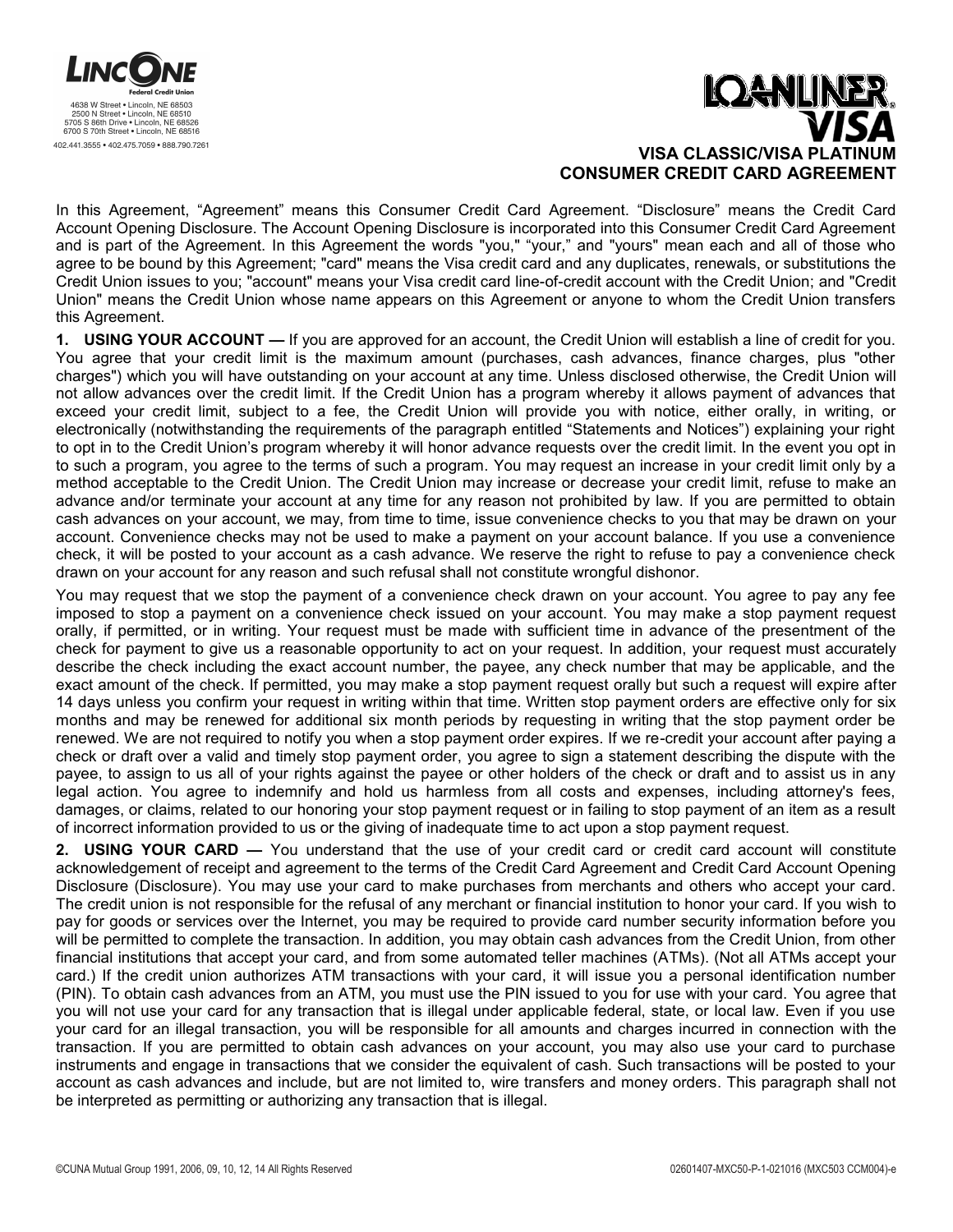**LincOne Federal Credit Union**
4638 W Street • Lincoln, NE 68503
2500 N Street • Lincoln, NE 68510
5705 S 86th Drive • Lincoln, NE 68526
6700 S 70th Street • Lincoln, NE 68516
402.441.3555 • 402.475.7059 • 888.790.7261

**LOANLINER® VISA**

# VISA CLASSIC/VISA PLATINUM CONSUMER CREDIT CARD AGREEMENT

In this Agreement, "Agreement" means this Consumer Credit Card Agreement. "Disclosure" means the Credit Card Account Opening Disclosure. The Account Opening Disclosure is incorporated into this Consumer Credit Card Agreement and is part of the Agreement. In this Agreement the words "you," "your," and "yours" mean each and all of those who agree to be bound by this Agreement; "card" means the Visa credit card and any duplicates, renewals, or substitutions the Credit Union issues to you; "account" means your Visa credit card line-of-credit account with the Credit Union; and "Credit Union" means the Credit Union whose name appears on this Agreement or anyone to whom the Credit Union transfers this Agreement.

**1. USING YOUR ACCOUNT —** If you are approved for an account, the Credit Union will establish a line of credit for you. You agree that your credit limit is the maximum amount (purchases, cash advances, finance charges, plus "other charges") which you will have outstanding on your account at any time. Unless disclosed otherwise, the Credit Union will not allow advances over the credit limit. If the Credit Union has a program whereby it allows payment of advances that exceed your credit limit, subject to a fee, the Credit Union will provide you with notice, either orally, in writing, or electronically (notwithstanding the requirements of the paragraph entitled "Statements and Notices") explaining your right to opt in to the Credit Union's program whereby it will honor advance requests over the credit limit. In the event you opt in to such a program, you agree to the terms of such a program. You may request an increase in your credit limit only by a method acceptable to the Credit Union. The Credit Union may increase or decrease your credit limit, refuse to make an advance and/or terminate your account at any time for any reason not prohibited by law. If you are permitted to obtain cash advances on your account, we may, from time to time, issue convenience checks to you that may be drawn on your account. Convenience checks may not be used to make a payment on your account balance. If you use a convenience check, it will be posted to your account as a cash advance. We reserve the right to refuse to pay a convenience check drawn on your account for any reason and such refusal shall not constitute wrongful dishonor.

You may request that we stop the payment of a convenience check drawn on your account. You agree to pay any fee imposed to stop a payment on a convenience check issued on your account. You may make a stop payment request orally, if permitted, or in writing. Your request must be made with sufficient time in advance of the presentment of the check for payment to give us a reasonable opportunity to act on your request. In addition, your request must accurately describe the check including the exact account number, the payee, any check number that may be applicable, and the exact amount of the check. If permitted, you may make a stop payment request orally but such a request will expire after 14 days unless you confirm your request in writing within that time. Written stop payment orders are effective only for six months and may be renewed for additional six month periods by requesting in writing that the stop payment order be renewed. We are not required to notify you when a stop payment order expires. If we re-credit your account after paying a check or draft over a valid and timely stop payment order, you agree to sign a statement describing the dispute with the payee, to assign to us all of your rights against the payee or other holders of the check or draft and to assist us in any legal action. You agree to indemnify and hold us harmless from all costs and expenses, including attorney's fees, damages, or claims, related to our honoring your stop payment request or in failing to stop payment of an item as a result of incorrect information provided to us or the giving of inadequate time to act upon a stop payment request.

**2. USING YOUR CARD —** You understand that the use of your credit card or credit card account will constitute acknowledgement of receipt and agreement to the terms of the Credit Card Agreement and Credit Card Account Opening Disclosure (Disclosure). You may use your card to make purchases from merchants and others who accept your card. The credit union is not responsible for the refusal of any merchant or financial institution to honor your card. If you wish to pay for goods or services over the Internet, you may be required to provide card number security information before you will be permitted to complete the transaction. In addition, you may obtain cash advances from the Credit Union, from other financial institutions that accept your card, and from some automated teller machines (ATMs). (Not all ATMs accept your card.) If the credit union authorizes ATM transactions with your card, it will issue you a personal identification number (PIN). To obtain cash advances from an ATM, you must use the PIN issued to you for use with your card. You agree that you will not use your card for any transaction that is illegal under applicable federal, state, or local law. Even if you use your card for an illegal transaction, you will be responsible for all amounts and charges incurred in connection with the transaction. If you are permitted to obtain cash advances on your account, you may also use your card to purchase instruments and engage in transactions that we consider the equivalent of cash. Such transactions will be posted to your account as cash advances and include, but are not limited to, wire transfers and money orders. This paragraph shall not be interpreted as permitting or authorizing any transaction that is illegal.

©CUNA Mutual Group 1991, 2006, 09, 10, 12, 14 All Rights Reserved

02601407-MXC50-P-1-021016 (MXC503 CCM004)-e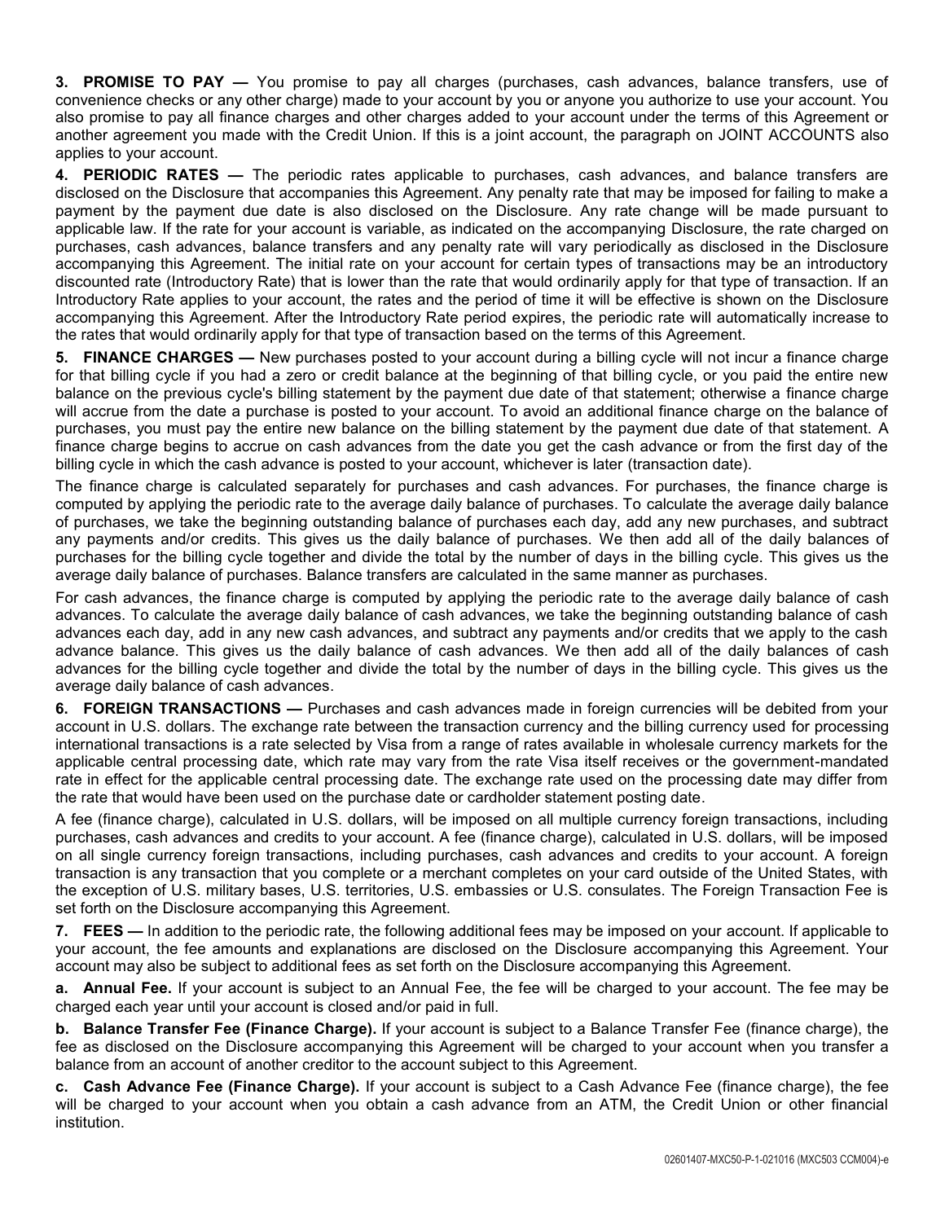**3. PROMISE TO PAY —** You promise to pay all charges (purchases, cash advances, balance transfers, use of convenience checks or any other charge) made to your account by you or anyone you authorize to use your account. You also promise to pay all finance charges and other charges added to your account under the terms of this Agreement or another agreement you made with the Credit Union. If this is a joint account, the paragraph on JOINT ACCOUNTS also applies to your account.

**4. PERIODIC RATES —** The periodic rates applicable to purchases, cash advances, and balance transfers are disclosed on the Disclosure that accompanies this Agreement. Any penalty rate that may be imposed for failing to make a payment by the payment due date is also disclosed on the Disclosure. Any rate change will be made pursuant to applicable law. If the rate for your account is variable, as indicated on the accompanying Disclosure, the rate charged on purchases, cash advances, balance transfers and any penalty rate will vary periodically as disclosed in the Disclosure accompanying this Agreement. The initial rate on your account for certain types of transactions may be an introductory discounted rate (Introductory Rate) that is lower than the rate that would ordinarily apply for that type of transaction. If an Introductory Rate applies to your account, the rates and the period of time it will be effective is shown on the Disclosure accompanying this Agreement. After the Introductory Rate period expires, the periodic rate will automatically increase to the rates that would ordinarily apply for that type of transaction based on the terms of this Agreement.

**5. FINANCE CHARGES —** New purchases posted to your account during a billing cycle will not incur a finance charge for that billing cycle if you had a zero or credit balance at the beginning of that billing cycle, or you paid the entire new balance on the previous cycle's billing statement by the payment due date of that statement; otherwise a finance charge will accrue from the date a purchase is posted to your account. To avoid an additional finance charge on the balance of purchases, you must pay the entire new balance on the billing statement by the payment due date of that statement. A finance charge begins to accrue on cash advances from the date you get the cash advance or from the first day of the billing cycle in which the cash advance is posted to your account, whichever is later (transaction date).

The finance charge is calculated separately for purchases and cash advances. For purchases, the finance charge is computed by applying the periodic rate to the average daily balance of purchases. To calculate the average daily balance of purchases, we take the beginning outstanding balance of purchases each day, add any new purchases, and subtract any payments and/or credits. This gives us the daily balance of purchases. We then add all of the daily balances of purchases for the billing cycle together and divide the total by the number of days in the billing cycle. This gives us the average daily balance of purchases. Balance transfers are calculated in the same manner as purchases.

For cash advances, the finance charge is computed by applying the periodic rate to the average daily balance of cash advances. To calculate the average daily balance of cash advances, we take the beginning outstanding balance of cash advances each day, add in any new cash advances, and subtract any payments and/or credits that we apply to the cash advance balance. This gives us the daily balance of cash advances. We then add all of the daily balances of cash advances for the billing cycle together and divide the total by the number of days in the billing cycle. This gives us the average daily balance of cash advances.

**6. FOREIGN TRANSACTIONS —** Purchases and cash advances made in foreign currencies will be debited from your account in U.S. dollars. The exchange rate between the transaction currency and the billing currency used for processing international transactions is a rate selected by Visa from a range of rates available in wholesale currency markets for the applicable central processing date, which rate may vary from the rate Visa itself receives or the government-mandated rate in effect for the applicable central processing date. The exchange rate used on the processing date may differ from the rate that would have been used on the purchase date or cardholder statement posting date.

A fee (finance charge), calculated in U.S. dollars, will be imposed on all multiple currency foreign transactions, including purchases, cash advances and credits to your account. A fee (finance charge), calculated in U.S. dollars, will be imposed on all single currency foreign transactions, including purchases, cash advances and credits to your account. A foreign transaction is any transaction that you complete or a merchant completes on your card outside of the United States, with the exception of U.S. military bases, U.S. territories, U.S. embassies or U.S. consulates. The Foreign Transaction Fee is set forth on the Disclosure accompanying this Agreement.

**7. FEES —** In addition to the periodic rate, the following additional fees may be imposed on your account. If applicable to your account, the fee amounts and explanations are disclosed on the Disclosure accompanying this Agreement. Your account may also be subject to additional fees as set forth on the Disclosure accompanying this Agreement.

**a. Annual Fee.** If your account is subject to an Annual Fee, the fee will be charged to your account. The fee may be charged each year until your account is closed and/or paid in full.

**b. Balance Transfer Fee (Finance Charge).** If your account is subject to a Balance Transfer Fee (finance charge), the fee as disclosed on the Disclosure accompanying this Agreement will be charged to your account when you transfer a balance from an account of another creditor to the account subject to this Agreement.

**c. Cash Advance Fee (Finance Charge).** If your account is subject to a Cash Advance Fee (finance charge), the fee will be charged to your account when you obtain a cash advance from an ATM, the Credit Union or other financial institution.

02601407-MXC50-P-1-021016 (MXC503 CCM004)-e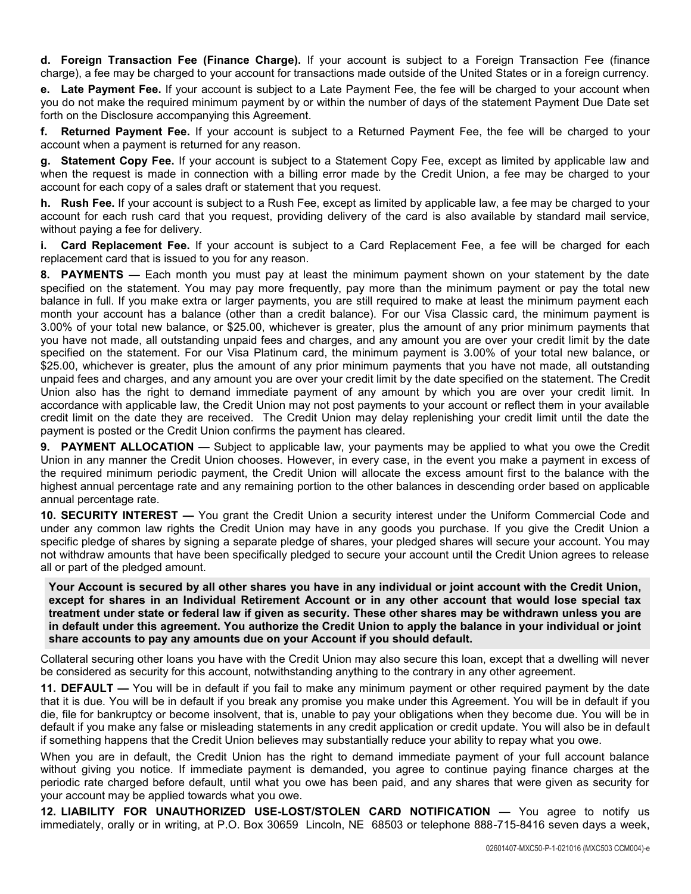**d. Foreign Transaction Fee (Finance Charge).** If your account is subject to a Foreign Transaction Fee (finance charge), a fee may be charged to your account for transactions made outside of the United States or in a foreign currency.

**e. Late Payment Fee.** If your account is subject to a Late Payment Fee, the fee will be charged to your account when you do not make the required minimum payment by or within the number of days of the statement Payment Due Date set forth on the Disclosure accompanying this Agreement.

**f. Returned Payment Fee.** If your account is subject to a Returned Payment Fee, the fee will be charged to your account when a payment is returned for any reason.

**g. Statement Copy Fee.** If your account is subject to a Statement Copy Fee, except as limited by applicable law and when the request is made in connection with a billing error made by the Credit Union, a fee may be charged to your account for each copy of a sales draft or statement that you request.

**h. Rush Fee.** If your account is subject to a Rush Fee, except as limited by applicable law, a fee may be charged to your account for each rush card that you request, providing delivery of the card is also available by standard mail service, without paying a fee for delivery.

**i. Card Replacement Fee.** If your account is subject to a Card Replacement Fee, a fee will be charged for each replacement card that is issued to you for any reason.

**8. PAYMENTS —** Each month you must pay at least the minimum payment shown on your statement by the date specified on the statement. You may pay more frequently, pay more than the minimum payment or pay the total new balance in full. If you make extra or larger payments, you are still required to make at least the minimum payment each month your account has a balance (other than a credit balance). For our Visa Classic card, the minimum payment is 3.00% of your total new balance, or $25.00, whichever is greater, plus the amount of any prior minimum payments that you have not made, all outstanding unpaid fees and charges, and any amount you are over your credit limit by the date specified on the statement. For our Visa Platinum card, the minimum payment is 3.00% of your total new balance, or $25.00, whichever is greater, plus the amount of any prior minimum payments that you have not made, all outstanding unpaid fees and charges, and any amount you are over your credit limit by the date specified on the statement. The Credit Union also has the right to demand immediate payment of any amount by which you are over your credit limit. In accordance with applicable law, the Credit Union may not post payments to your account or reflect them in your available credit limit on the date they are received. The Credit Union may delay replenishing your credit limit until the date the payment is posted or the Credit Union confirms the payment has cleared.

**9. PAYMENT ALLOCATION —** Subject to applicable law, your payments may be applied to what you owe the Credit Union in any manner the Credit Union chooses. However, in every case, in the event you make a payment in excess of the required minimum periodic payment, the Credit Union will allocate the excess amount first to the balance with the highest annual percentage rate and any remaining portion to the other balances in descending order based on applicable annual percentage rate.

**10. SECURITY INTEREST —** You grant the Credit Union a security interest under the Uniform Commercial Code and under any common law rights the Credit Union may have in any goods you purchase. If you give the Credit Union a specific pledge of shares by signing a separate pledge of shares, your pledged shares will secure your account. You may not withdraw amounts that have been specifically pledged to secure your account until the Credit Union agrees to release all or part of the pledged amount.

**Your Account is secured by all other shares you have in any individual or joint account with the Credit Union, except for shares in an Individual Retirement Account or in any other account that would lose special tax treatment under state or federal law if given as security. These other shares may be withdrawn unless you are in default under this agreement. You authorize the Credit Union to apply the balance in your individual or joint share accounts to pay any amounts due on your Account if you should default.**

Collateral securing other loans you have with the Credit Union may also secure this loan, except that a dwelling will never be considered as security for this account, notwithstanding anything to the contrary in any other agreement.

**11. DEFAULT —** You will be in default if you fail to make any minimum payment or other required payment by the date that it is due. You will be in default if you break any promise you make under this Agreement. You will be in default if you die, file for bankruptcy or become insolvent, that is, unable to pay your obligations when they become due. You will be in default if you make any false or misleading statements in any credit application or credit update. You will also be in default if something happens that the Credit Union believes may substantially reduce your ability to repay what you owe.

When you are in default, the Credit Union has the right to demand immediate payment of your full account balance without giving you notice. If immediate payment is demanded, you agree to continue paying finance charges at the periodic rate charged before default, until what you owe has been paid, and any shares that were given as security for your account may be applied towards what you owe.

**12. LIABILITY FOR UNAUTHORIZED USE-LOST/STOLEN CARD NOTIFICATION —** You agree to notify us immediately, orally or in writing, at P.O. Box 30659 Lincoln, NE 68503 or telephone 888-715-8416 seven days a week,

02601407-MXC50-P-1-021016 (MXC503 CCM004)-e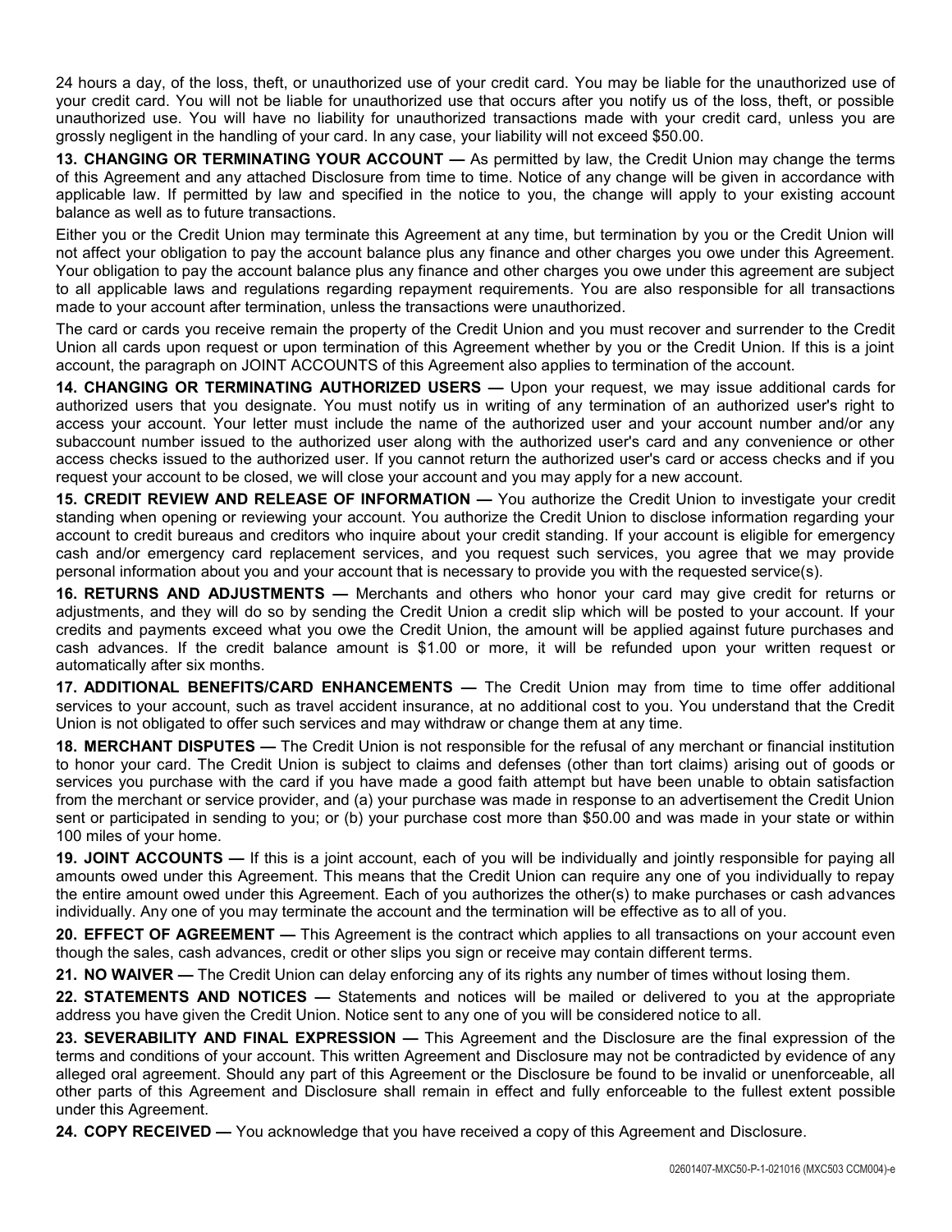24 hours a day, of the loss, theft, or unauthorized use of your credit card. You may be liable for the unauthorized use of your credit card. You will not be liable for unauthorized use that occurs after you notify us of the loss, theft, or possible unauthorized use. You will have no liability for unauthorized transactions made with your credit card, unless you are grossly negligent in the handling of your card. In any case, your liability will not exceed $50.00.

**13. CHANGING OR TERMINATING YOUR ACCOUNT —** As permitted by law, the Credit Union may change the terms of this Agreement and any attached Disclosure from time to time. Notice of any change will be given in accordance with applicable law. If permitted by law and specified in the notice to you, the change will apply to your existing account balance as well as to future transactions.

Either you or the Credit Union may terminate this Agreement at any time, but termination by you or the Credit Union will not affect your obligation to pay the account balance plus any finance and other charges you owe under this Agreement. Your obligation to pay the account balance plus any finance and other charges you owe under this agreement are subject to all applicable laws and regulations regarding repayment requirements. You are also responsible for all transactions made to your account after termination, unless the transactions were unauthorized.

The card or cards you receive remain the property of the Credit Union and you must recover and surrender to the Credit Union all cards upon request or upon termination of this Agreement whether by you or the Credit Union. If this is a joint account, the paragraph on JOINT ACCOUNTS of this Agreement also applies to termination of the account.

**14. CHANGING OR TERMINATING AUTHORIZED USERS —** Upon your request, we may issue additional cards for authorized users that you designate. You must notify us in writing of any termination of an authorized user's right to access your account. Your letter must include the name of the authorized user and your account number and/or any subaccount number issued to the authorized user along with the authorized user's card and any convenience or other access checks issued to the authorized user. If you cannot return the authorized user's card or access checks and if you request your account to be closed, we will close your account and you may apply for a new account.

**15. CREDIT REVIEW AND RELEASE OF INFORMATION —** You authorize the Credit Union to investigate your credit standing when opening or reviewing your account. You authorize the Credit Union to disclose information regarding your account to credit bureaus and creditors who inquire about your credit standing. If your account is eligible for emergency cash and/or emergency card replacement services, and you request such services, you agree that we may provide personal information about you and your account that is necessary to provide you with the requested service(s).

**16. RETURNS AND ADJUSTMENTS —** Merchants and others who honor your card may give credit for returns or adjustments, and they will do so by sending the Credit Union a credit slip which will be posted to your account. If your credits and payments exceed what you owe the Credit Union, the amount will be applied against future purchases and cash advances. If the credit balance amount is $1.00 or more, it will be refunded upon your written request or automatically after six months.

**17. ADDITIONAL BENEFITS/CARD ENHANCEMENTS —** The Credit Union may from time to time offer additional services to your account, such as travel accident insurance, at no additional cost to you. You understand that the Credit Union is not obligated to offer such services and may withdraw or change them at any time.

**18. MERCHANT DISPUTES —** The Credit Union is not responsible for the refusal of any merchant or financial institution to honor your card. The Credit Union is subject to claims and defenses (other than tort claims) arising out of goods or services you purchase with the card if you have made a good faith attempt but have been unable to obtain satisfaction from the merchant or service provider, and (a) your purchase was made in response to an advertisement the Credit Union sent or participated in sending to you; or (b) your purchase cost more than $50.00 and was made in your state or within 100 miles of your home.

**19. JOINT ACCOUNTS —** If this is a joint account, each of you will be individually and jointly responsible for paying all amounts owed under this Agreement. This means that the Credit Union can require any one of you individually to repay the entire amount owed under this Agreement. Each of you authorizes the other(s) to make purchases or cash advances individually. Any one of you may terminate the account and the termination will be effective as to all of you.

**20. EFFECT OF AGREEMENT —** This Agreement is the contract which applies to all transactions on your account even though the sales, cash advances, credit or other slips you sign or receive may contain different terms.

**21. NO WAIVER —** The Credit Union can delay enforcing any of its rights any number of times without losing them.

**22. STATEMENTS AND NOTICES —** Statements and notices will be mailed or delivered to you at the appropriate address you have given the Credit Union. Notice sent to any one of you will be considered notice to all.

**23. SEVERABILITY AND FINAL EXPRESSION —** This Agreement and the Disclosure are the final expression of the terms and conditions of your account. This written Agreement and Disclosure may not be contradicted by evidence of any alleged oral agreement. Should any part of this Agreement or the Disclosure be found to be invalid or unenforceable, all other parts of this Agreement and Disclosure shall remain in effect and fully enforceable to the fullest extent possible under this Agreement.

**24. COPY RECEIVED —** You acknowledge that you have received a copy of this Agreement and Disclosure.

02601407-MXC50-P-1-021016 (MXC503 CCM004)-e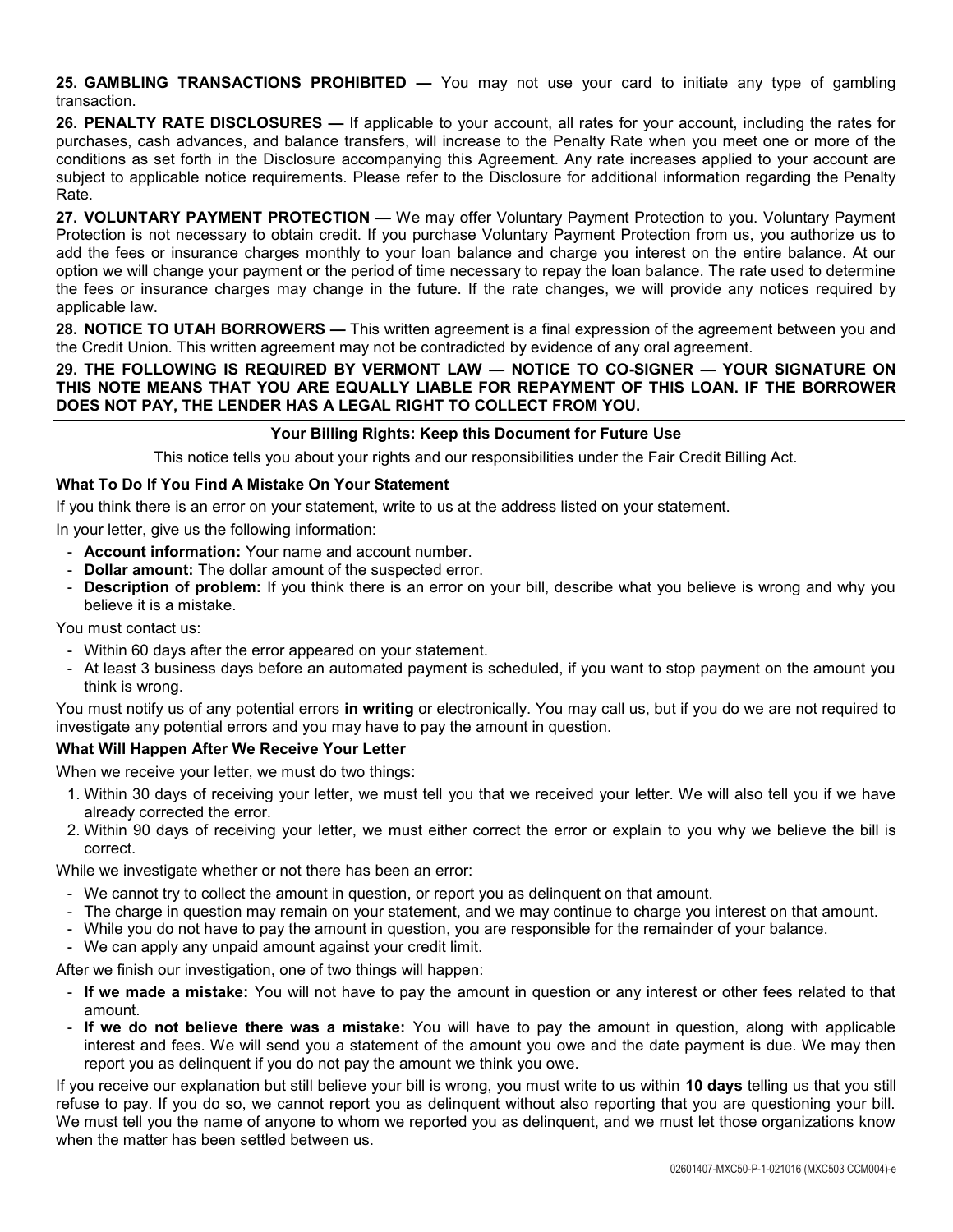**25. GAMBLING TRANSACTIONS PROHIBITED —** You may not use your card to initiate any type of gambling transaction.

**26. PENALTY RATE DISCLOSURES —** If applicable to your account, all rates for your account, including the rates for purchases, cash advances, and balance transfers, will increase to the Penalty Rate when you meet one or more of the conditions as set forth in the Disclosure accompanying this Agreement. Any rate increases applied to your account are subject to applicable notice requirements. Please refer to the Disclosure for additional information regarding the Penalty Rate.

**27. VOLUNTARY PAYMENT PROTECTION —** We may offer Voluntary Payment Protection to you. Voluntary Payment Protection is not necessary to obtain credit. If you purchase Voluntary Payment Protection from us, you authorize us to add the fees or insurance charges monthly to your loan balance and charge you interest on the entire balance. At our option we will change your payment or the period of time necessary to repay the loan balance. The rate used to determine the fees or insurance charges may change in the future. If the rate changes, we will provide any notices required by applicable law.

**28. NOTICE TO UTAH BORROWERS —** This written agreement is a final expression of the agreement between you and the Credit Union. This written agreement may not be contradicted by evidence of any oral agreement.

**29. THE FOLLOWING IS REQUIRED BY VERMONT LAW — NOTICE TO CO-SIGNER — YOUR SIGNATURE ON THIS NOTE MEANS THAT YOU ARE EQUALLY LIABLE FOR REPAYMENT OF THIS LOAN. IF THE BORROWER DOES NOT PAY, THE LENDER HAS A LEGAL RIGHT TO COLLECT FROM YOU.**

## Your Billing Rights: Keep this Document for Future Use

This notice tells you about your rights and our responsibilities under the Fair Credit Billing Act.

### What To Do If You Find A Mistake On Your Statement

If you think there is an error on your statement, write to us at the address listed on your statement.

In your letter, give us the following information:

- **Account information:** Your name and account number.
- **Dollar amount:** The dollar amount of the suspected error.
- **Description of problem:** If you think there is an error on your bill, describe what you believe is wrong and why you believe it is a mistake.

You must contact us:

- Within 60 days after the error appeared on your statement.
- At least 3 business days before an automated payment is scheduled, if you want to stop payment on the amount you think is wrong.

You must notify us of any potential errors **in writing** or electronically. You may call us, but if you do we are not required to investigate any potential errors and you may have to pay the amount in question.

### What Will Happen After We Receive Your Letter

When we receive your letter, we must do two things:

1. Within 30 days of receiving your letter, we must tell you that we received your letter. We will also tell you if we have already corrected the error.
2. Within 90 days of receiving your letter, we must either correct the error or explain to you why we believe the bill is correct.

While we investigate whether or not there has been an error:

- We cannot try to collect the amount in question, or report you as delinquent on that amount.
- The charge in question may remain on your statement, and we may continue to charge you interest on that amount.
- While you do not have to pay the amount in question, you are responsible for the remainder of your balance.
- We can apply any unpaid amount against your credit limit.

After we finish our investigation, one of two things will happen:

- **If we made a mistake:** You will not have to pay the amount in question or any interest or other fees related to that amount.
- **If we do not believe there was a mistake:** You will have to pay the amount in question, along with applicable interest and fees. We will send you a statement of the amount you owe and the date payment is due. We may then report you as delinquent if you do not pay the amount we think you owe.

If you receive our explanation but still believe your bill is wrong, you must write to us within **10 days** telling us that you still refuse to pay. If you do so, we cannot report you as delinquent without also reporting that you are questioning your bill. We must tell you the name of anyone to whom we reported you as delinquent, and we must let those organizations know when the matter has been settled between us.

02601407-MXC50-P-1-021016 (MXC503 CCM004)-e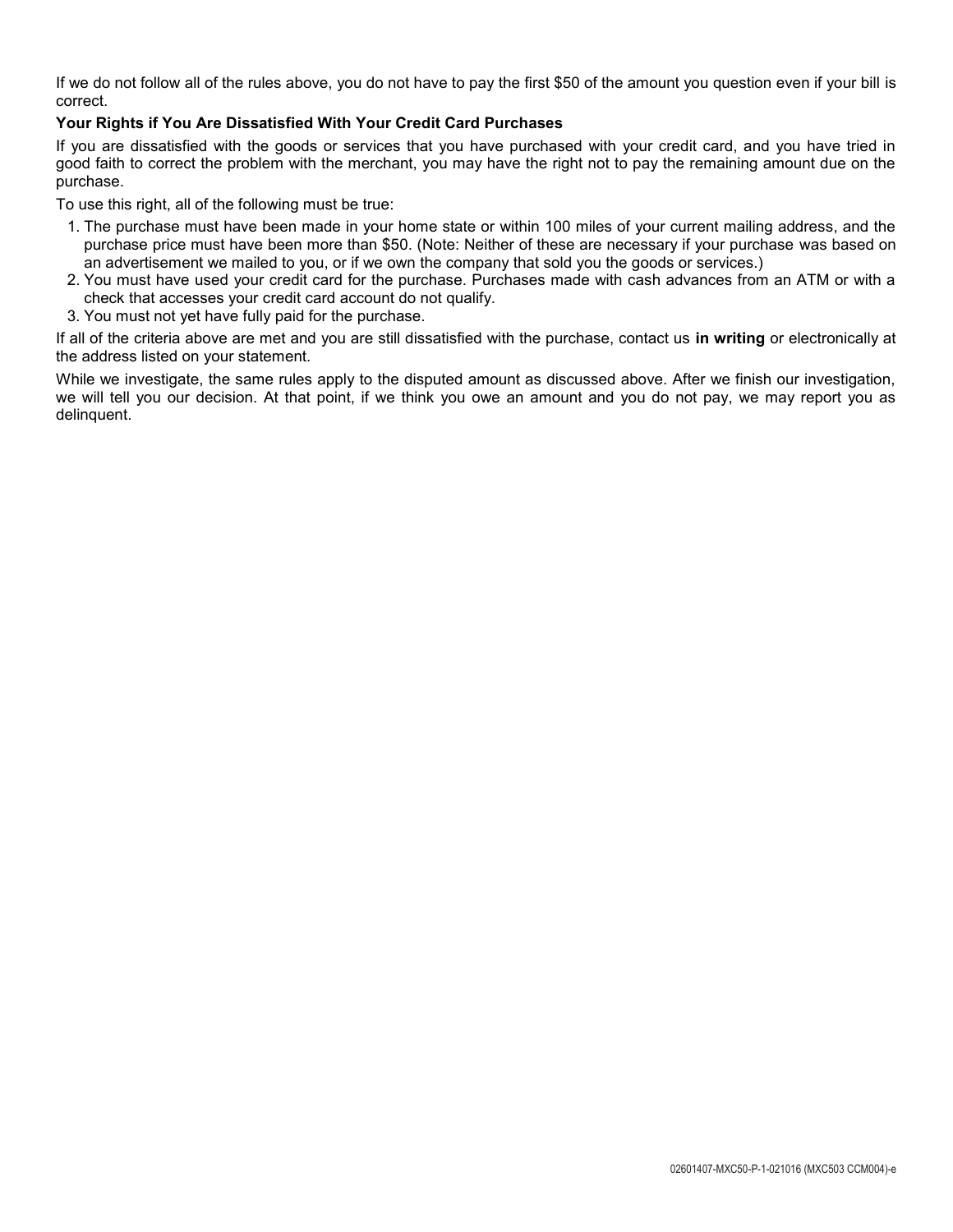If we do not follow all of the rules above, you do not have to pay the first $50 of the amount you question even if your bill is correct.

**Your Rights if You Are Dissatisfied With Your Credit Card Purchases**

If you are dissatisfied with the goods or services that you have purchased with your credit card, and you have tried in good faith to correct the problem with the merchant, you may have the right not to pay the remaining amount due on the purchase.

To use this right, all of the following must be true:

1. The purchase must have been made in your home state or within 100 miles of your current mailing address, and the purchase price must have been more than $50. (Note: Neither of these are necessary if your purchase was based on an advertisement we mailed to you, or if we own the company that sold you the goods or services.)
2. You must have used your credit card for the purchase. Purchases made with cash advances from an ATM or with a check that accesses your credit card account do not qualify.
3. You must not yet have fully paid for the purchase.

If all of the criteria above are met and you are still dissatisfied with the purchase, contact us **in writing** or electronically at the address listed on your statement.

While we investigate, the same rules apply to the disputed amount as discussed above. After we finish our investigation, we will tell you our decision. At that point, if we think you owe an amount and you do not pay, we may report you as delinquent.

02601407-MXC50-P-1-021016 (MXC503 CCM004)-e